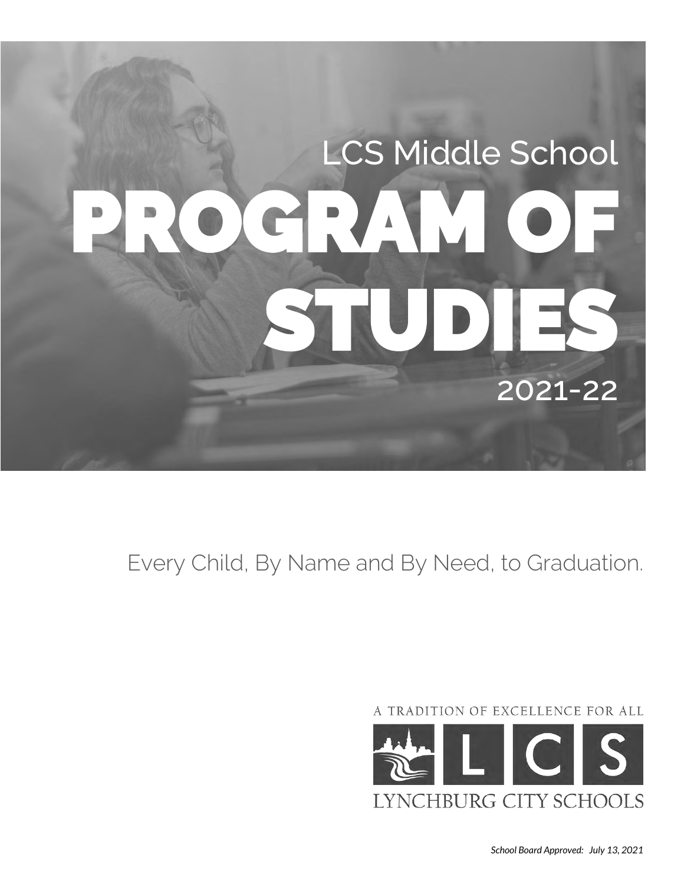LCS Middle School

# PROGRAM OF STUDIES

2021-22

Every Child, By Name and By Need, to Graduation.

A TRADITION OF EXCELLENCE FOR ALL

LCS

LYNCHBURG CITY SCHOOLS

*School Board Approved: July 13, 2021*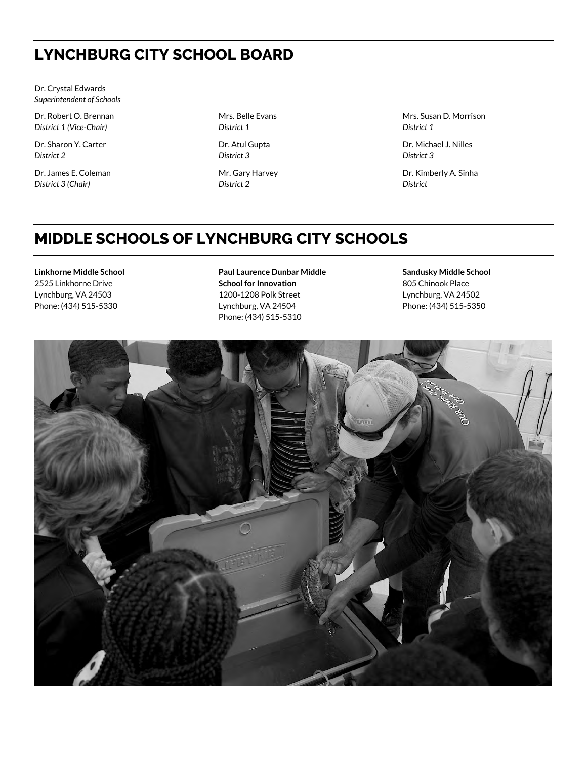## LYNCHBURG CITY SCHOOL BOARD

Dr. Crystal Edwards
*Superintendent of Schools*

Dr. Robert O. Brennan
*District 1 (Vice-Chair)*

Dr. Sharon Y. Carter
*District 2*

Dr. James E. Coleman
*District 3 (Chair)*

Mrs. Belle Evans
*District 1*

Dr. Atul Gupta
*District 3*

Mr. Gary Harvey
*District 2*

Mrs. Susan D. Morrison
*District 1*

Dr. Michael J. Nilles
*District 3*

Dr. Kimberly A. Sinha
*District*

## MIDDLE SCHOOLS OF LYNCHBURG CITY SCHOOLS

**Linkhorne Middle School**
2525 Linkhorne Drive
Lynchburg, VA 24503
Phone: (434) 515-5330

**Paul Laurence Dunbar Middle School for Innovation**
1200-1208 Polk Street
Lynchburg, VA 24504
Phone: (434) 515-5310

**Sandusky Middle School**
805 Chinook Place
Lynchburg, VA 24502
Phone: (434) 515-5350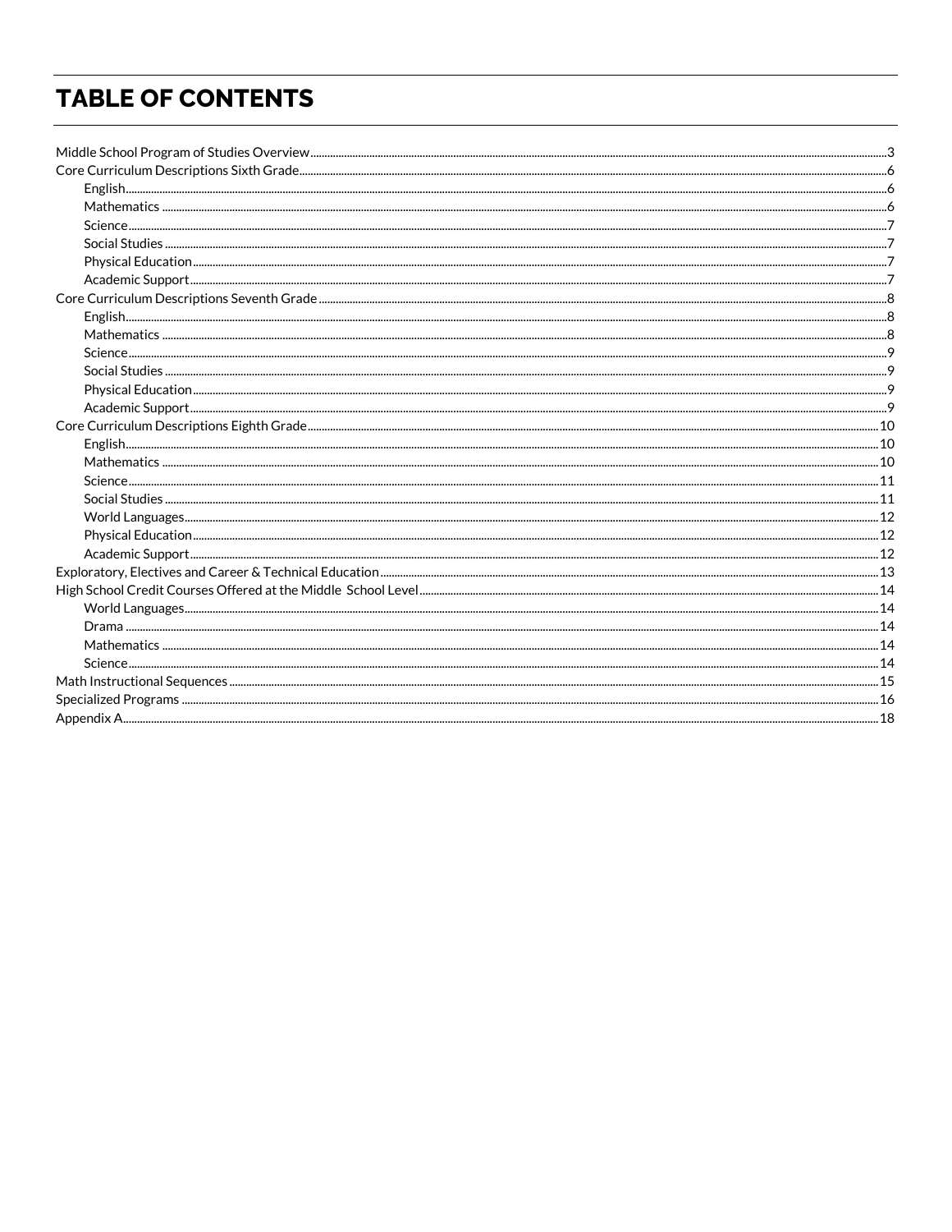# TABLE OF CONTENTS

- Middle School Program of Studies Overview ..... 3
- Core Curriculum Descriptions Sixth Grade ..... 6
  - English ..... 6
  - Mathematics ..... 6
  - Science ..... 7
  - Social Studies ..... 7
  - Physical Education ..... 7
  - Academic Support ..... 7
- Core Curriculum Descriptions Seventh Grade ..... 8
  - English ..... 8
  - Mathematics ..... 8
  - Science ..... 9
  - Social Studies ..... 9
  - Physical Education ..... 9
  - Academic Support ..... 9
- Core Curriculum Descriptions Eighth Grade ..... 10
  - English ..... 10
  - Mathematics ..... 10
  - Science ..... 11
  - Social Studies ..... 11
  - World Languages ..... 12
  - Physical Education ..... 12
  - Academic Support ..... 12
- Exploratory, Electives and Career & Technical Education ..... 13
- High School Credit Courses Offered at the Middle School Level ..... 14
  - World Languages ..... 14
  - Drama ..... 14
  - Mathematics ..... 14
  - Science ..... 14
- Math Instructional Sequences ..... 15
- Specialized Programs ..... 16
- Appendix A ..... 18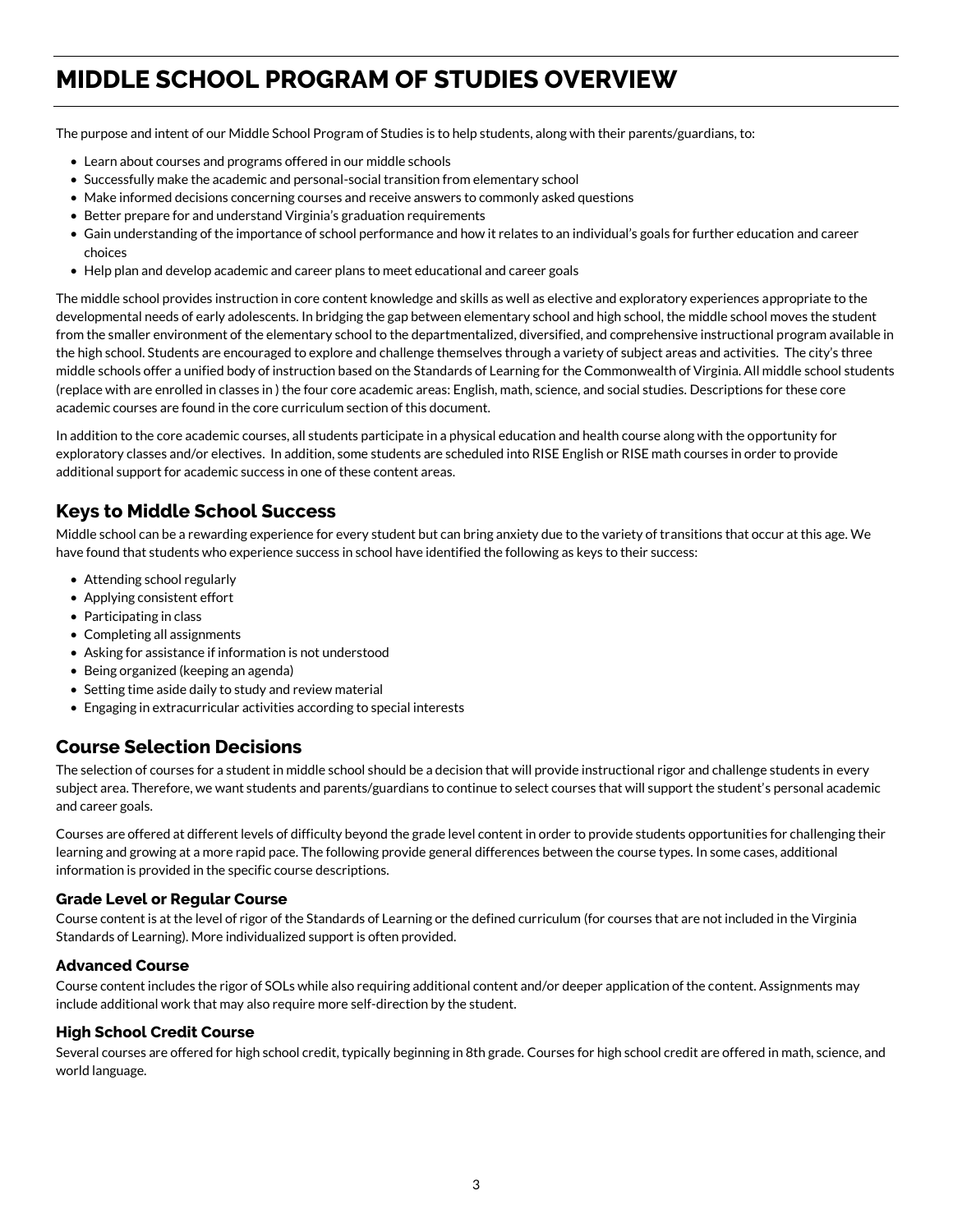# MIDDLE SCHOOL PROGRAM OF STUDIES OVERVIEW

The purpose and intent of our Middle School Program of Studies is to help students, along with their parents/guardians, to:

- Learn about courses and programs offered in our middle schools
- Successfully make the academic and personal-social transition from elementary school
- Make informed decisions concerning courses and receive answers to commonly asked questions
- Better prepare for and understand Virginia's graduation requirements
- Gain understanding of the importance of school performance and how it relates to an individual's goals for further education and career choices
- Help plan and develop academic and career plans to meet educational and career goals

The middle school provides instruction in core content knowledge and skills as well as elective and exploratory experiences appropriate to the developmental needs of early adolescents. In bridging the gap between elementary school and high school, the middle school moves the student from the smaller environment of the elementary school to the departmentalized, diversified, and comprehensive instructional program available in the high school. Students are encouraged to explore and challenge themselves through a variety of subject areas and activities. The city's three middle schools offer a unified body of instruction based on the Standards of Learning for the Commonwealth of Virginia. All middle school students (replace with are enrolled in classes in ) the four core academic areas: English, math, science, and social studies. Descriptions for these core academic courses are found in the core curriculum section of this document.

In addition to the core academic courses, all students participate in a physical education and health course along with the opportunity for exploratory classes and/or electives. In addition, some students are scheduled into RISE English or RISE math courses in order to provide additional support for academic success in one of these content areas.

## Keys to Middle School Success

Middle school can be a rewarding experience for every student but can bring anxiety due to the variety of transitions that occur at this age. We have found that students who experience success in school have identified the following as keys to their success:

- Attending school regularly
- Applying consistent effort
- Participating in class
- Completing all assignments
- Asking for assistance if information is not understood
- Being organized (keeping an agenda)
- Setting time aside daily to study and review material
- Engaging in extracurricular activities according to special interests

## Course Selection Decisions

The selection of courses for a student in middle school should be a decision that will provide instructional rigor and challenge students in every subject area. Therefore, we want students and parents/guardians to continue to select courses that will support the student's personal academic and career goals.

Courses are offered at different levels of difficulty beyond the grade level content in order to provide students opportunities for challenging their learning and growing at a more rapid pace. The following provide general differences between the course types. In some cases, additional information is provided in the specific course descriptions.

### Grade Level or Regular Course

Course content is at the level of rigor of the Standards of Learning or the defined curriculum (for courses that are not included in the Virginia Standards of Learning). More individualized support is often provided.

### Advanced Course

Course content includes the rigor of SOLs while also requiring additional content and/or deeper application of the content. Assignments may include additional work that may also require more self-direction by the student.

### High School Credit Course

Several courses are offered for high school credit, typically beginning in 8th grade. Courses for high school credit are offered in math, science, and world language.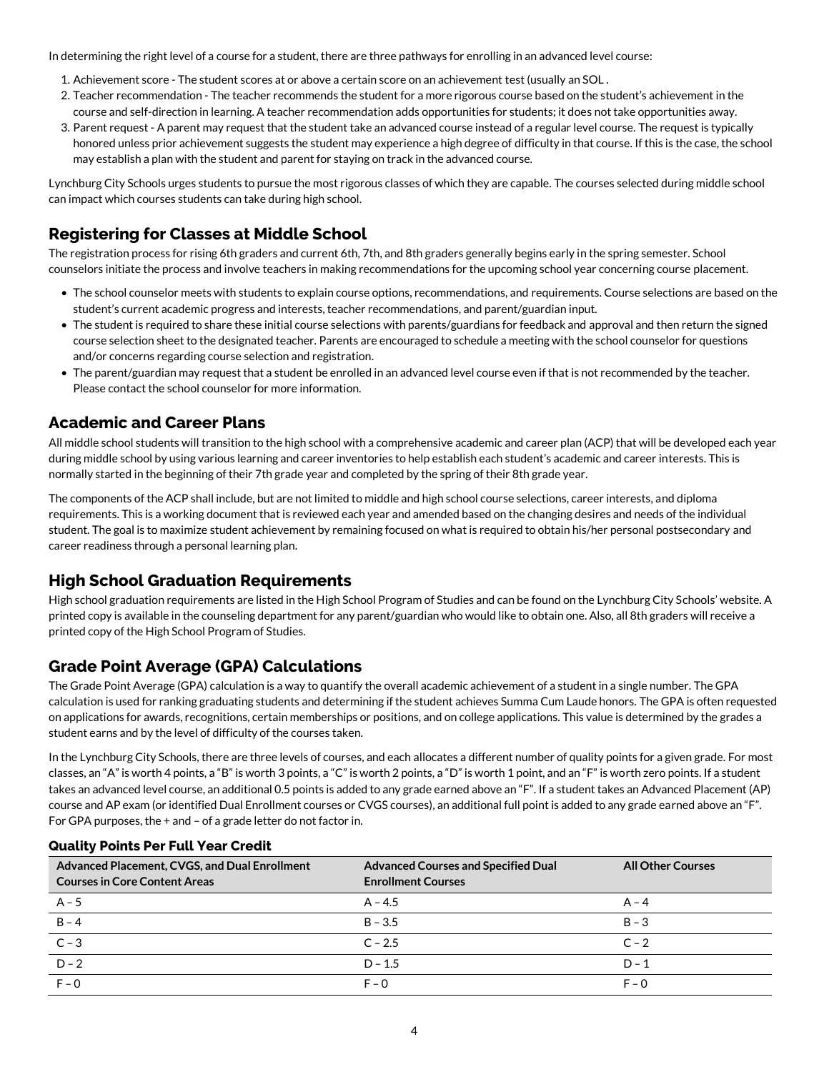In determining the right level of a course for a student, there are three pathways for enrolling in an advanced level course:

1. Achievement score - The student scores at or above a certain score on an achievement test (usually an SOL .
2. Teacher recommendation - The teacher recommends the student for a more rigorous course based on the student's achievement in the course and self-direction in learning. A teacher recommendation adds opportunities for students; it does not take opportunities away.
3. Parent request - A parent may request that the student take an advanced course instead of a regular level course. The request is typically honored unless prior achievement suggests the student may experience a high degree of difficulty in that course. If this is the case, the school may establish a plan with the student and parent for staying on track in the advanced course.

Lynchburg City Schools urges students to pursue the most rigorous classes of which they are capable. The courses selected during middle school can impact which courses students can take during high school.

## Registering for Classes at Middle School

The registration process for rising 6th graders and current 6th, 7th, and 8th graders generally begins early in the spring semester. School counselors initiate the process and involve teachers in making recommendations for the upcoming school year concerning course placement.

- The school counselor meets with students to explain course options, recommendations, and requirements. Course selections are based on the student's current academic progress and interests, teacher recommendations, and parent/guardian input.
- The student is required to share these initial course selections with parents/guardians for feedback and approval and then return the signed course selection sheet to the designated teacher. Parents are encouraged to schedule a meeting with the school counselor for questions and/or concerns regarding course selection and registration.
- The parent/guardian may request that a student be enrolled in an advanced level course even if that is not recommended by the teacher. Please contact the school counselor for more information.

## Academic and Career Plans

All middle school students will transition to the high school with a comprehensive academic and career plan (ACP) that will be developed each year during middle school by using various learning and career inventories to help establish each student's academic and career interests. This is normally started in the beginning of their 7th grade year and completed by the spring of their 8th grade year.

The components of the ACP shall include, but are not limited to middle and high school course selections, career interests, and diploma requirements. This is a working document that is reviewed each year and amended based on the changing desires and needs of the individual student. The goal is to maximize student achievement by remaining focused on what is required to obtain his/her personal postsecondary and career readiness through a personal learning plan.

## High School Graduation Requirements

High school graduation requirements are listed in the High School Program of Studies and can be found on the Lynchburg City Schools' website. A printed copy is available in the counseling department for any parent/guardian who would like to obtain one. Also, all 8th graders will receive a printed copy of the High School Program of Studies.

## Grade Point Average (GPA) Calculations

The Grade Point Average (GPA) calculation is a way to quantify the overall academic achievement of a student in a single number. The GPA calculation is used for ranking graduating students and determining if the student achieves Summa Cum Laude honors. The GPA is often requested on applications for awards, recognitions, certain memberships or positions, and on college applications. This value is determined by the grades a student earns and by the level of difficulty of the courses taken.

In the Lynchburg City Schools, there are three levels of courses, and each allocates a different number of quality points for a given grade. For most classes, an "A" is worth 4 points, a "B" is worth 3 points, a "C" is worth 2 points, a "D" is worth 1 point, and an "F" is worth zero points. If a student takes an advanced level course, an additional 0.5 points is added to any grade earned above an "F". If a student takes an Advanced Placement (AP) course and AP exam (or identified Dual Enrollment courses or CVGS courses), an additional full point is added to any grade earned above an "F". For GPA purposes, the + and – of a grade letter do not factor in.

### Quality Points Per Full Year Credit

| Advanced Placement, CVGS, and Dual Enrollment Courses in Core Content Areas | Advanced Courses and Specified Dual Enrollment Courses | All Other Courses |
|---|---|---|
| A – 5 | A – 4.5 | A – 4 |
| B – 4 | B – 3.5 | B – 3 |
| C – 3 | C – 2.5 | C – 2 |
| D – 2 | D – 1.5 | D – 1 |
| F – 0 | F – 0 | F – 0 |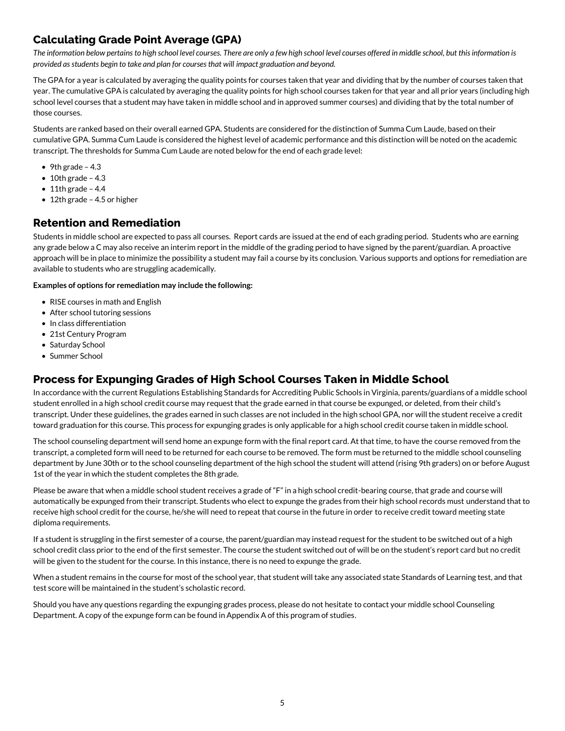## Calculating Grade Point Average (GPA)

*The information below pertains to high school level courses. There are only a few high school level courses offered in middle school, but this information is provided as students begin to take and plan for courses that will impact graduation and beyond.*

The GPA for a year is calculated by averaging the quality points for courses taken that year and dividing that by the number of courses taken that year. The cumulative GPA is calculated by averaging the quality points for high school courses taken for that year and all prior years (including high school level courses that a student may have taken in middle school and in approved summer courses) and dividing that by the total number of those courses.

Students are ranked based on their overall earned GPA. Students are considered for the distinction of Summa Cum Laude, based on their cumulative GPA. Summa Cum Laude is considered the highest level of academic performance and this distinction will be noted on the academic transcript. The thresholds for Summa Cum Laude are noted below for the end of each grade level:

- 9th grade – 4.3
- 10th grade – 4.3
- 11th grade – 4.4
- 12th grade – 4.5 or higher

## Retention and Remediation

Students in middle school are expected to pass all courses. Report cards are issued at the end of each grading period. Students who are earning any grade below a C may also receive an interim report in the middle of the grading period to have signed by the parent/guardian. A proactive approach will be in place to minimize the possibility a student may fail a course by its conclusion. Various supports and options for remediation are available to students who are struggling academically.

**Examples of options for remediation may include the following:**

- RISE courses in math and English
- After school tutoring sessions
- In class differentiation
- 21st Century Program
- Saturday School
- Summer School

## Process for Expunging Grades of High School Courses Taken in Middle School

In accordance with the current Regulations Establishing Standards for Accrediting Public Schools in Virginia, parents/guardians of a middle school student enrolled in a high school credit course may request that the grade earned in that course be expunged, or deleted, from their child's transcript. Under these guidelines, the grades earned in such classes are not included in the high school GPA, nor will the student receive a credit toward graduation for this course. This process for expunging grades is only applicable for a high school credit course taken in middle school.

The school counseling department will send home an expunge form with the final report card. At that time, to have the course removed from the transcript, a completed form will need to be returned for each course to be removed. The form must be returned to the middle school counseling department by June 30th or to the school counseling department of the high school the student will attend (rising 9th graders) on or before August 1st of the year in which the student completes the 8th grade.

Please be aware that when a middle school student receives a grade of "F" in a high school credit-bearing course, that grade and course will automatically be expunged from their transcript. Students who elect to expunge the grades from their high school records must understand that to receive high school credit for the course, he/she will need to repeat that course in the future in order to receive credit toward meeting state diploma requirements.

If a student is struggling in the first semester of a course, the parent/guardian may instead request for the student to be switched out of a high school credit class prior to the end of the first semester. The course the student switched out of will be on the student's report card but no credit will be given to the student for the course. In this instance, there is no need to expunge the grade.

When a student remains in the course for most of the school year, that student will take any associated state Standards of Learning test, and that test score will be maintained in the student's scholastic record.

Should you have any questions regarding the expunging grades process, please do not hesitate to contact your middle school Counseling Department. A copy of the expunge form can be found in Appendix A of this program of studies.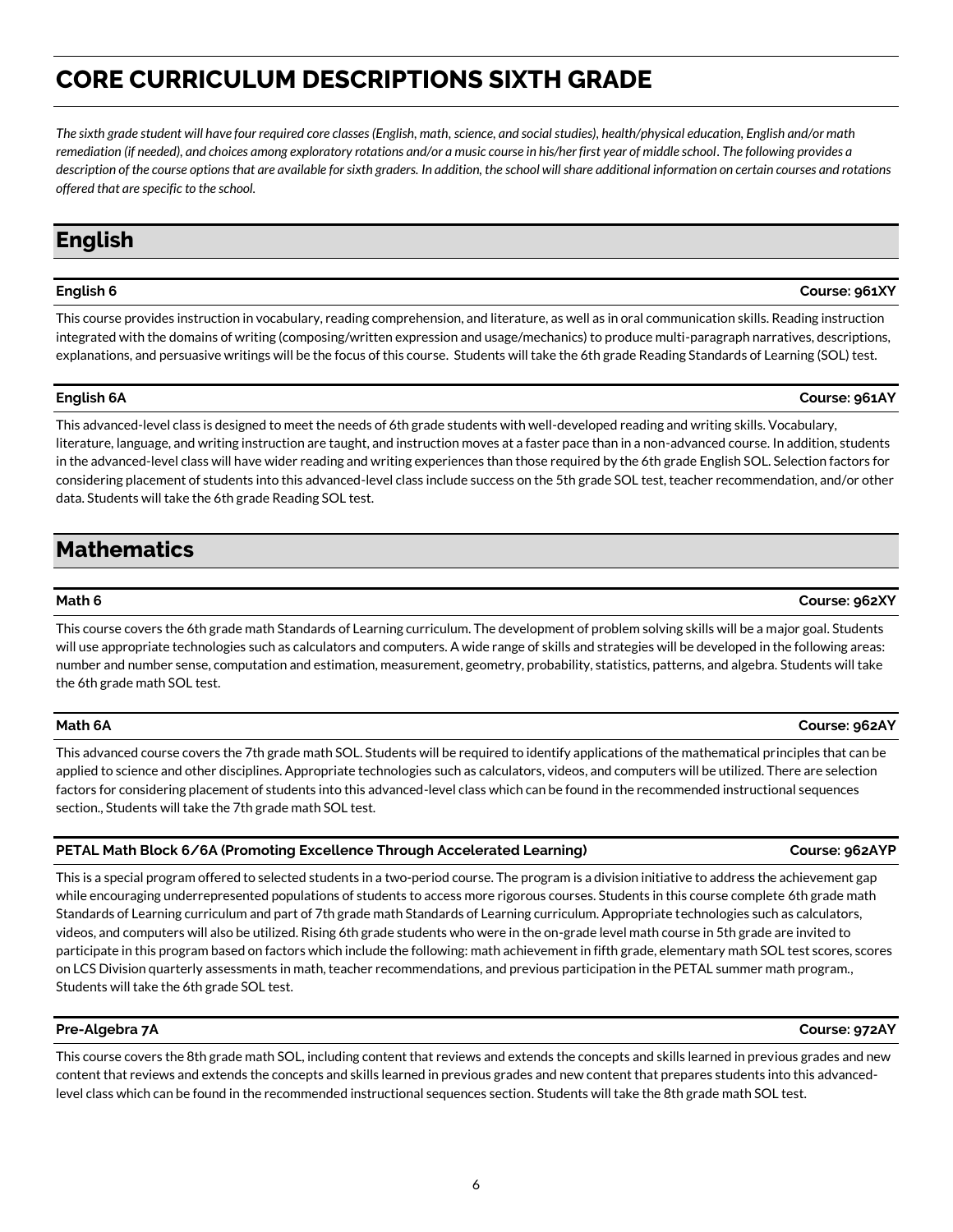# CORE CURRICULUM DESCRIPTIONS SIXTH GRADE

*The sixth grade student will have four required core classes (English, math, science, and social studies), health/physical education, English and/or math remediation (if needed), and choices among exploratory rotations and/or a music course in his/her first year of middle school. The following provides a description of the course options that are available for sixth graders. In addition, the school will share additional information on certain courses and rotations offered that are specific to the school.*

## English

### English 6 — Course: 961XY

This course provides instruction in vocabulary, reading comprehension, and literature, as well as in oral communication skills. Reading instruction integrated with the domains of writing (composing/written expression and usage/mechanics) to produce multi-paragraph narratives, descriptions, explanations, and persuasive writings will be the focus of this course. Students will take the 6th grade Reading Standards of Learning (SOL) test.

### English 6A — Course: 961AY

This advanced-level class is designed to meet the needs of 6th grade students with well-developed reading and writing skills. Vocabulary, literature, language, and writing instruction are taught, and instruction moves at a faster pace than in a non-advanced course. In addition, students in the advanced-level class will have wider reading and writing experiences than those required by the 6th grade English SOL. Selection factors for considering placement of students into this advanced-level class include success on the 5th grade SOL test, teacher recommendation, and/or other data. Students will take the 6th grade Reading SOL test.

## Mathematics

### Math 6 — Course: 962XY

This course covers the 6th grade math Standards of Learning curriculum. The development of problem solving skills will be a major goal. Students will use appropriate technologies such as calculators and computers. A wide range of skills and strategies will be developed in the following areas: number and number sense, computation and estimation, measurement, geometry, probability, statistics, patterns, and algebra. Students will take the 6th grade math SOL test.

### Math 6A — Course: 962AY

This advanced course covers the 7th grade math SOL. Students will be required to identify applications of the mathematical principles that can be applied to science and other disciplines. Appropriate technologies such as calculators, videos, and computers will be utilized. There are selection factors for considering placement of students into this advanced-level class which can be found in the recommended instructional sequences section., Students will take the 7th grade math SOL test.

### PETAL Math Block 6/6A (Promoting Excellence Through Accelerated Learning) — Course: 962AYP

This is a special program offered to selected students in a two-period course. The program is a division initiative to address the achievement gap while encouraging underrepresented populations of students to access more rigorous courses. Students in this course complete 6th grade math Standards of Learning curriculum and part of 7th grade math Standards of Learning curriculum. Appropriate technologies such as calculators, videos, and computers will also be utilized. Rising 6th grade students who were in the on-grade level math course in 5th grade are invited to participate in this program based on factors which include the following: math achievement in fifth grade, elementary math SOL test scores, scores on LCS Division quarterly assessments in math, teacher recommendations, and previous participation in the PETAL summer math program., Students will take the 6th grade SOL test.

### Pre-Algebra 7A — Course: 972AY

This course covers the 8th grade math SOL, including content that reviews and extends the concepts and skills learned in previous grades and new content that reviews and extends the concepts and skills learned in previous grades and new content that prepares students into this advanced-level class which can be found in the recommended instructional sequences section. Students will take the 8th grade math SOL test.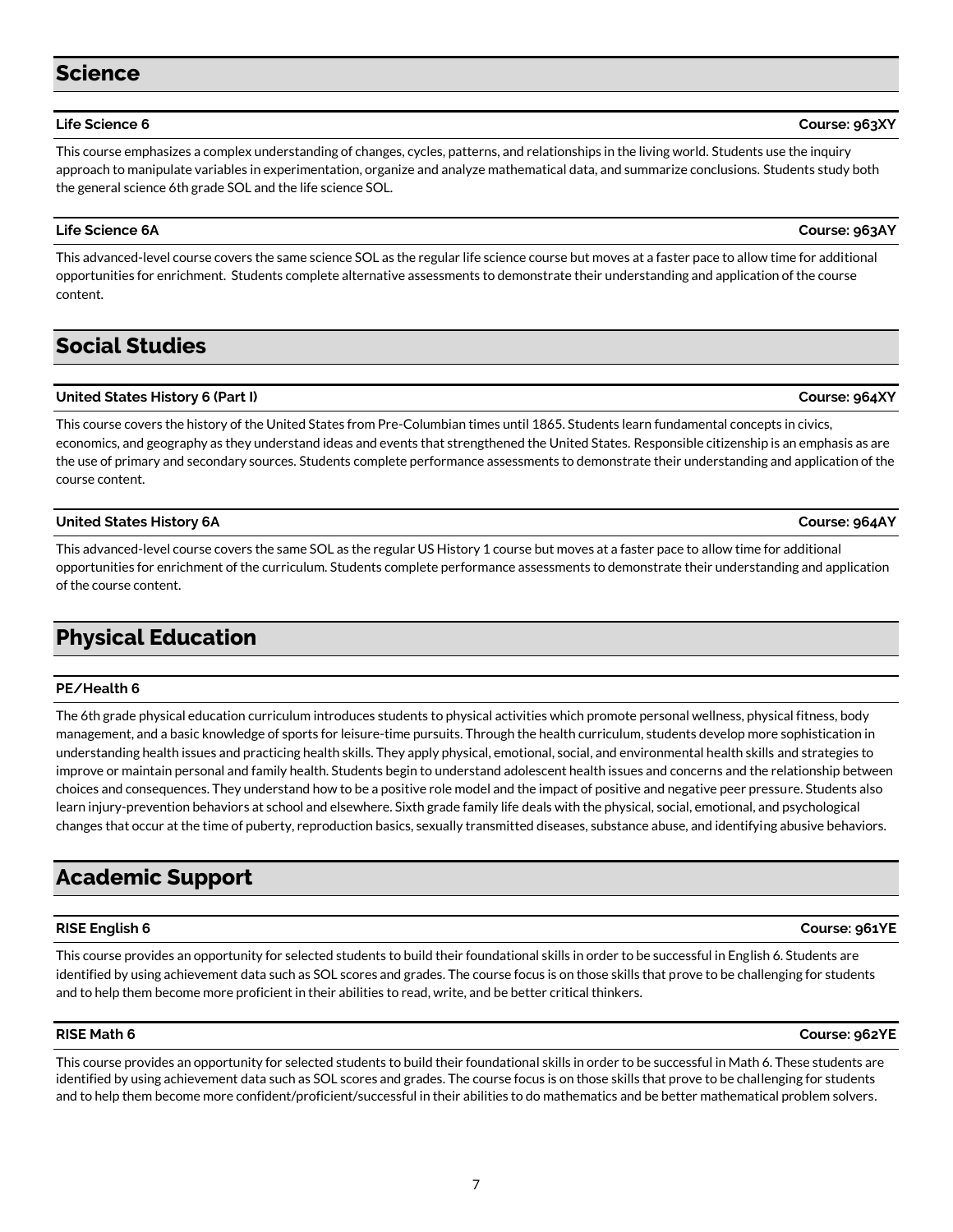## Science

### Life Science 6 — Course: 963XY

This course emphasizes a complex understanding of changes, cycles, patterns, and relationships in the living world. Students use the inquiry approach to manipulate variables in experimentation, organize and analyze mathematical data, and summarize conclusions. Students study both the general science 6th grade SOL and the life science SOL.

### Life Science 6A — Course: 963AY

This advanced-level course covers the same science SOL as the regular life science course but moves at a faster pace to allow time for additional opportunities for enrichment. Students complete alternative assessments to demonstrate their understanding and application of the course content.

## Social Studies

### United States History 6 (Part I) — Course: 964XY

This course covers the history of the United States from Pre-Columbian times until 1865. Students learn fundamental concepts in civics, economics, and geography as they understand ideas and events that strengthened the United States. Responsible citizenship is an emphasis as are the use of primary and secondary sources. Students complete performance assessments to demonstrate their understanding and application of the course content.

### United States History 6A — Course: 964AY

This advanced-level course covers the same SOL as the regular US History 1 course but moves at a faster pace to allow time for additional opportunities for enrichment of the curriculum. Students complete performance assessments to demonstrate their understanding and application of the course content.

## Physical Education

### PE/Health 6

The 6th grade physical education curriculum introduces students to physical activities which promote personal wellness, physical fitness, body management, and a basic knowledge of sports for leisure-time pursuits. Through the health curriculum, students develop more sophistication in understanding health issues and practicing health skills. They apply physical, emotional, social, and environmental health skills and strategies to improve or maintain personal and family health. Students begin to understand adolescent health issues and concerns and the relationship between choices and consequences. They understand how to be a positive role model and the impact of positive and negative peer pressure. Students also learn injury-prevention behaviors at school and elsewhere. Sixth grade family life deals with the physical, social, emotional, and psychological changes that occur at the time of puberty, reproduction basics, sexually transmitted diseases, substance abuse, and identifying abusive behaviors.

## Academic Support

### RISE English 6 — Course: 961YE

This course provides an opportunity for selected students to build their foundational skills in order to be successful in English 6. Students are identified by using achievement data such as SOL scores and grades. The course focus is on those skills that prove to be challenging for students and to help them become more proficient in their abilities to read, write, and be better critical thinkers.

### RISE Math 6 — Course: 962YE

This course provides an opportunity for selected students to build their foundational skills in order to be successful in Math 6. These students are identified by using achievement data such as SOL scores and grades. The course focus is on those skills that prove to be challenging for students and to help them become more confident/proficient/successful in their abilities to do mathematics and be better mathematical problem solvers.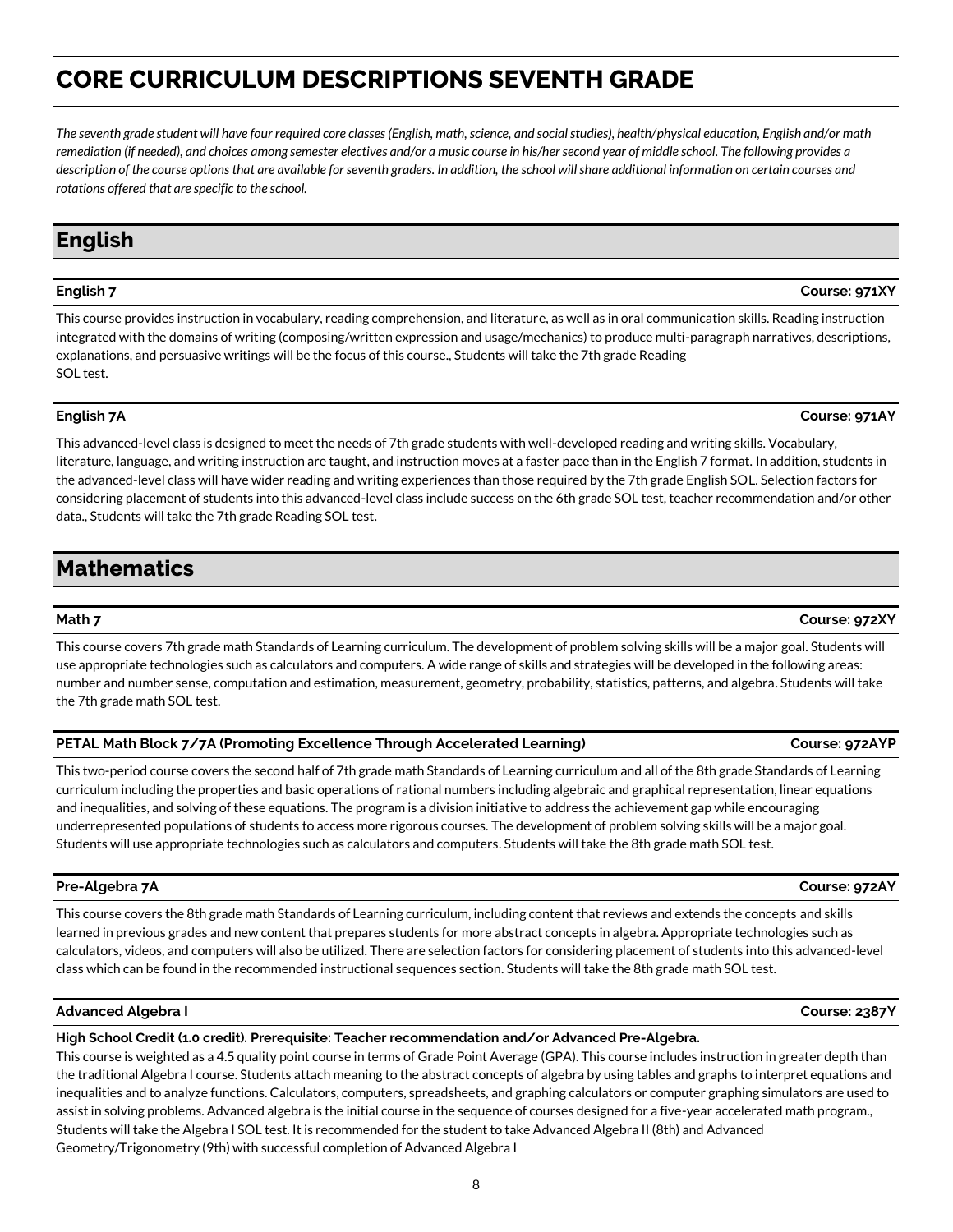# CORE CURRICULUM DESCRIPTIONS SEVENTH GRADE

*The seventh grade student will have four required core classes (English, math, science, and social studies), health/physical education, English and/or math remediation (if needed), and choices among semester electives and/or a music course in his/her second year of middle school. The following provides a description of the course options that are available for seventh graders. In addition, the school will share additional information on certain courses and rotations offered that are specific to the school.*

## English

### English 7 — Course: 971XY

This course provides instruction in vocabulary, reading comprehension, and literature, as well as in oral communication skills. Reading instruction integrated with the domains of writing (composing/written expression and usage/mechanics) to produce multi-paragraph narratives, descriptions, explanations, and persuasive writings will be the focus of this course., Students will take the 7th grade Reading SOL test.

### English 7A — Course: 971AY

This advanced-level class is designed to meet the needs of 7th grade students with well-developed reading and writing skills. Vocabulary, literature, language, and writing instruction are taught, and instruction moves at a faster pace than in the English 7 format. In addition, students in the advanced-level class will have wider reading and writing experiences than those required by the 7th grade English SOL. Selection factors for considering placement of students into this advanced-level class include success on the 6th grade SOL test, teacher recommendation and/or other data., Students will take the 7th grade Reading SOL test.

## Mathematics

### Math 7 — Course: 972XY

This course covers 7th grade math Standards of Learning curriculum. The development of problem solving skills will be a major goal. Students will use appropriate technologies such as calculators and computers. A wide range of skills and strategies will be developed in the following areas: number and number sense, computation and estimation, measurement, geometry, probability, statistics, patterns, and algebra. Students will take the 7th grade math SOL test.

### PETAL Math Block 7/7A (Promoting Excellence Through Accelerated Learning) — Course: 972AYP

This two-period course covers the second half of 7th grade math Standards of Learning curriculum and all of the 8th grade Standards of Learning curriculum including the properties and basic operations of rational numbers including algebraic and graphical representation, linear equations and inequalities, and solving of these equations. The program is a division initiative to address the achievement gap while encouraging underrepresented populations of students to access more rigorous courses. The development of problem solving skills will be a major goal. Students will use appropriate technologies such as calculators and computers. Students will take the 8th grade math SOL test.

### Pre-Algebra 7A — Course: 972AY

This course covers the 8th grade math Standards of Learning curriculum, including content that reviews and extends the concepts and skills learned in previous grades and new content that prepares students for more abstract concepts in algebra. Appropriate technologies such as calculators, videos, and computers will also be utilized. There are selection factors for considering placement of students into this advanced-level class which can be found in the recommended instructional sequences section. Students will take the 8th grade math SOL test.

### Advanced Algebra I — Course: 2387Y

**High School Credit (1.0 credit). Prerequisite: Teacher recommendation and/or Advanced Pre-Algebra.**

This course is weighted as a 4.5 quality point course in terms of Grade Point Average (GPA). This course includes instruction in greater depth than the traditional Algebra I course. Students attach meaning to the abstract concepts of algebra by using tables and graphs to interpret equations and inequalities and to analyze functions. Calculators, computers, spreadsheets, and graphing calculators or computer graphing simulators are used to assist in solving problems. Advanced algebra is the initial course in the sequence of courses designed for a five-year accelerated math program., Students will take the Algebra I SOL test. It is recommended for the student to take Advanced Algebra II (8th) and Advanced Geometry/Trigonometry (9th) with successful completion of Advanced Algebra I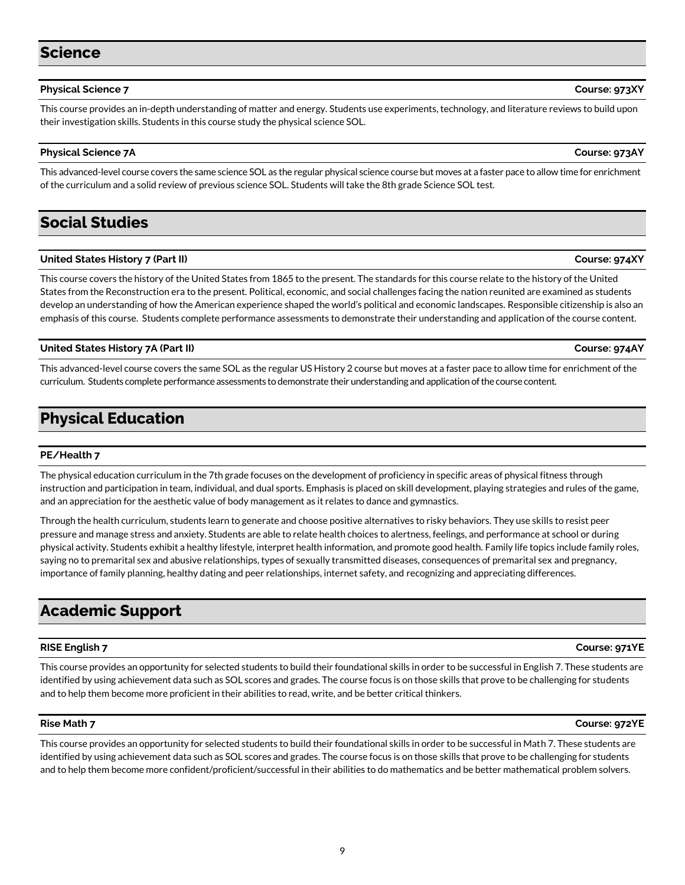## Science

### Physical Science 7 — Course: 973XY

This course provides an in-depth understanding of matter and energy. Students use experiments, technology, and literature reviews to build upon their investigation skills. Students in this course study the physical science SOL.

### Physical Science 7A — Course: 973AY

This advanced-level course covers the same science SOL as the regular physical science course but moves at a faster pace to allow time for enrichment of the curriculum and a solid review of previous science SOL. Students will take the 8th grade Science SOL test.

## Social Studies

### United States History 7 (Part II) — Course: 974XY

This course covers the history of the United States from 1865 to the present. The standards for this course relate to the history of the United States from the Reconstruction era to the present. Political, economic, and social challenges facing the nation reunited are examined as students develop an understanding of how the American experience shaped the world's political and economic landscapes. Responsible citizenship is also an emphasis of this course. Students complete performance assessments to demonstrate their understanding and application of the course content.

### United States History 7A (Part II) — Course: 974AY

This advanced-level course covers the same SOL as the regular US History 2 course but moves at a faster pace to allow time for enrichment of the curriculum. Students complete performance assessments to demonstrate their understanding and application of the course content.

## Physical Education

### PE/Health 7

The physical education curriculum in the 7th grade focuses on the development of proficiency in specific areas of physical fitness through instruction and participation in team, individual, and dual sports. Emphasis is placed on skill development, playing strategies and rules of the game, and an appreciation for the aesthetic value of body management as it relates to dance and gymnastics.

Through the health curriculum, students learn to generate and choose positive alternatives to risky behaviors. They use skills to resist peer pressure and manage stress and anxiety. Students are able to relate health choices to alertness, feelings, and performance at school or during physical activity. Students exhibit a healthy lifestyle, interpret health information, and promote good health. Family life topics include family roles, saying no to premarital sex and abusive relationships, types of sexually transmitted diseases, consequences of premarital sex and pregnancy, importance of family planning, healthy dating and peer relationships, internet safety, and recognizing and appreciating differences.

## Academic Support

### RISE English 7 — Course: 971YE

This course provides an opportunity for selected students to build their foundational skills in order to be successful in English 7. These students are identified by using achievement data such as SOL scores and grades. The course focus is on those skills that prove to be challenging for students and to help them become more proficient in their abilities to read, write, and be better critical thinkers.

### Rise Math 7 — Course: 972YE

This course provides an opportunity for selected students to build their foundational skills in order to be successful in Math 7. These students are identified by using achievement data such as SOL scores and grades. The course focus is on those skills that prove to be challenging for students and to help them become more confident/proficient/successful in their abilities to do mathematics and be better mathematical problem solvers.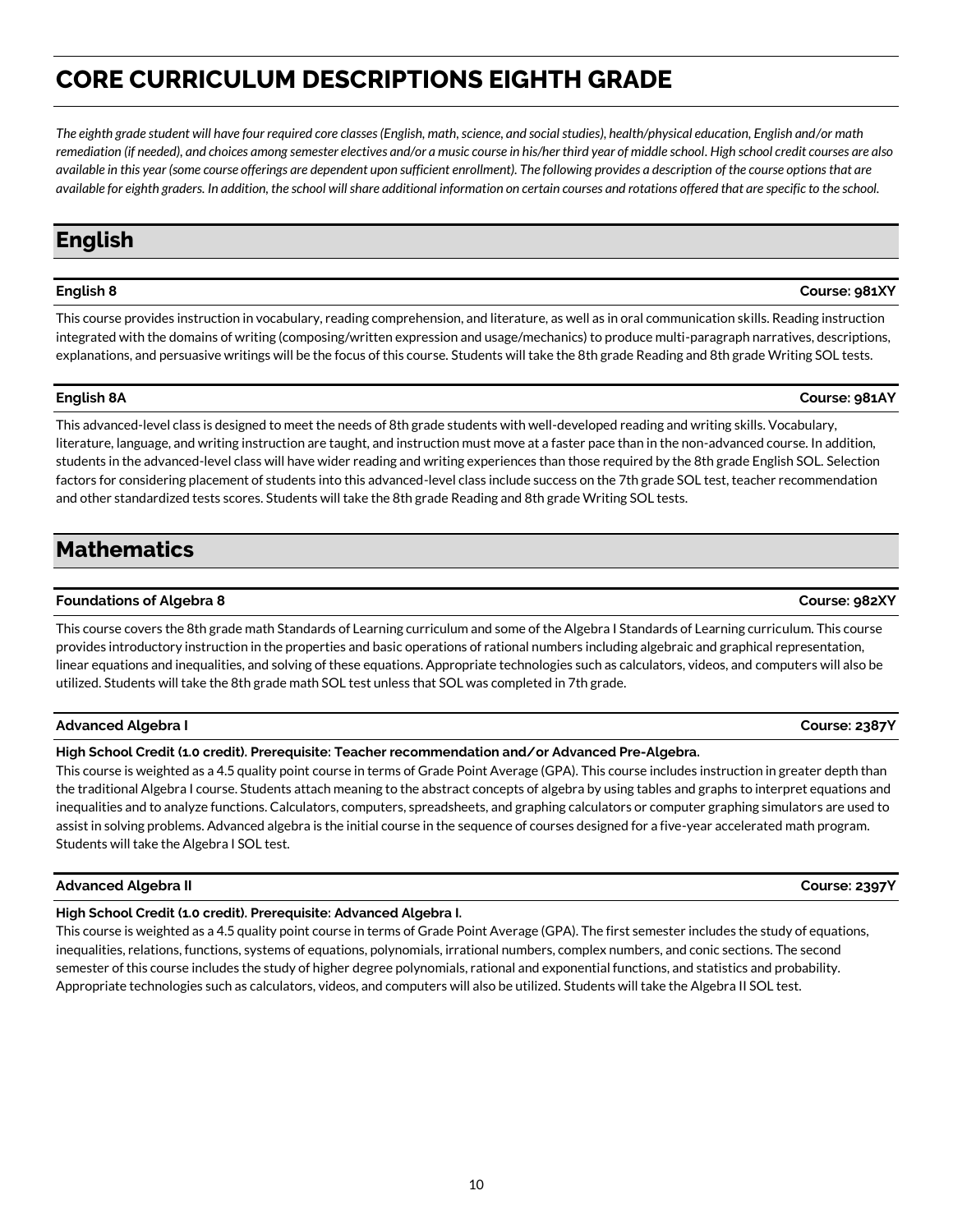# CORE CURRICULUM DESCRIPTIONS EIGHTH GRADE

*The eighth grade student will have four required core classes (English, math, science, and social studies), health/physical education, English and/or math remediation (if needed), and choices among semester electives and/or a music course in his/her third year of middle school. High school credit courses are also available in this year (some course offerings are dependent upon sufficient enrollment). The following provides a description of the course options that are available for eighth graders. In addition, the school will share additional information on certain courses and rotations offered that are specific to the school.*

## English

**English 8** **Course: 981XY**

This course provides instruction in vocabulary, reading comprehension, and literature, as well as in oral communication skills. Reading instruction integrated with the domains of writing (composing/written expression and usage/mechanics) to produce multi-paragraph narratives, descriptions, explanations, and persuasive writings will be the focus of this course. Students will take the 8th grade Reading and 8th grade Writing SOL tests.

**English 8A** **Course: 981AY**

This advanced-level class is designed to meet the needs of 8th grade students with well-developed reading and writing skills. Vocabulary, literature, language, and writing instruction are taught, and instruction must move at a faster pace than in the non-advanced course. In addition, students in the advanced-level class will have wider reading and writing experiences than those required by the 8th grade English SOL. Selection factors for considering placement of students into this advanced-level class include success on the 7th grade SOL test, teacher recommendation and other standardized tests scores. Students will take the 8th grade Reading and 8th grade Writing SOL tests.

## Mathematics

**Foundations of Algebra 8** **Course: 982XY**

This course covers the 8th grade math Standards of Learning curriculum and some of the Algebra I Standards of Learning curriculum. This course provides introductory instruction in the properties and basic operations of rational numbers including algebraic and graphical representation, linear equations and inequalities, and solving of these equations. Appropriate technologies such as calculators, videos, and computers will also be utilized. Students will take the 8th grade math SOL test unless that SOL was completed in 7th grade.

**Advanced Algebra I** **Course: 2387Y**

**High School Credit (1.0 credit). Prerequisite: Teacher recommendation and/or Advanced Pre-Algebra.**

This course is weighted as a 4.5 quality point course in terms of Grade Point Average (GPA). This course includes instruction in greater depth than the traditional Algebra I course. Students attach meaning to the abstract concepts of algebra by using tables and graphs to interpret equations and inequalities and to analyze functions. Calculators, computers, spreadsheets, and graphing calculators or computer graphing simulators are used to assist in solving problems. Advanced algebra is the initial course in the sequence of courses designed for a five-year accelerated math program. Students will take the Algebra I SOL test.

**Advanced Algebra II** **Course: 2397Y**

**High School Credit (1.0 credit). Prerequisite: Advanced Algebra I.**

This course is weighted as a 4.5 quality point course in terms of Grade Point Average (GPA). The first semester includes the study of equations, inequalities, relations, functions, systems of equations, polynomials, irrational numbers, complex numbers, and conic sections. The second semester of this course includes the study of higher degree polynomials, rational and exponential functions, and statistics and probability. Appropriate technologies such as calculators, videos, and computers will also be utilized. Students will take the Algebra II SOL test.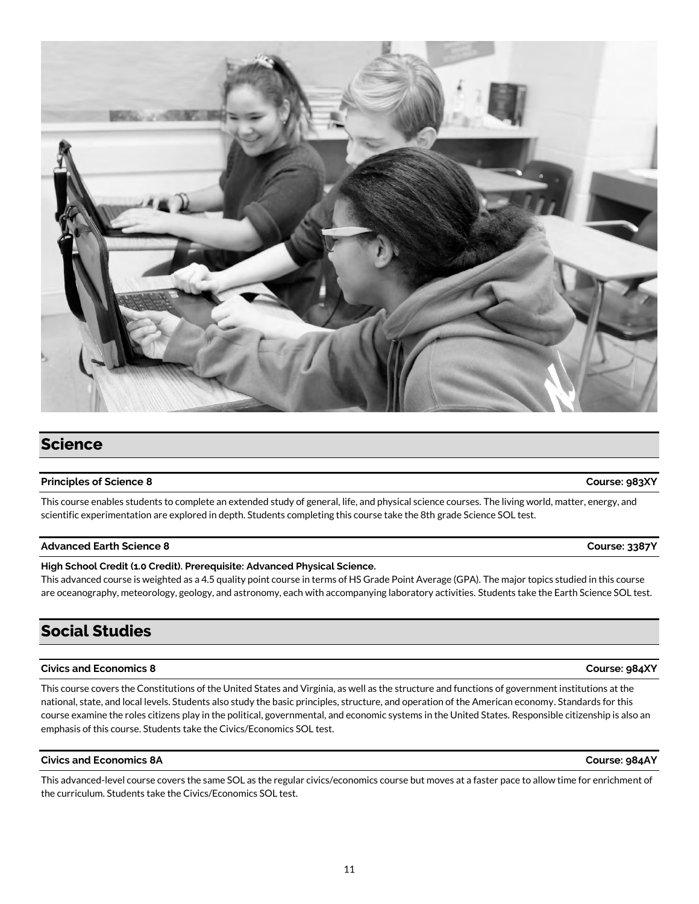## Science

**Principles of Science 8** **Course: 983XY**

This course enables students to complete an extended study of general, life, and physical science courses. The living world, matter, energy, and scientific experimentation are explored in depth. Students completing this course take the 8th grade Science SOL test.

**Advanced Earth Science 8** **Course: 3387Y**

**High School Credit (1.0 Credit). Prerequisite: Advanced Physical Science.**

This advanced course is weighted as a 4.5 quality point course in terms of HS Grade Point Average (GPA). The major topics studied in this course are oceanography, meteorology, geology, and astronomy, each with accompanying laboratory activities. Students take the Earth Science SOL test.

## Social Studies

**Civics and Economics 8** **Course: 984XY**

This course covers the Constitutions of the United States and Virginia, as well as the structure and functions of government institutions at the national, state, and local levels. Students also study the basic principles, structure, and operation of the American economy. Standards for this course examine the roles citizens play in the political, governmental, and economic systems in the United States. Responsible citizenship is also an emphasis of this course. Students take the Civics/Economics SOL test.

**Civics and Economics 8A** **Course: 984AY**

This advanced-level course covers the same SOL as the regular civics/economics course but moves at a faster pace to allow time for enrichment of the curriculum. Students take the Civics/Economics SOL test.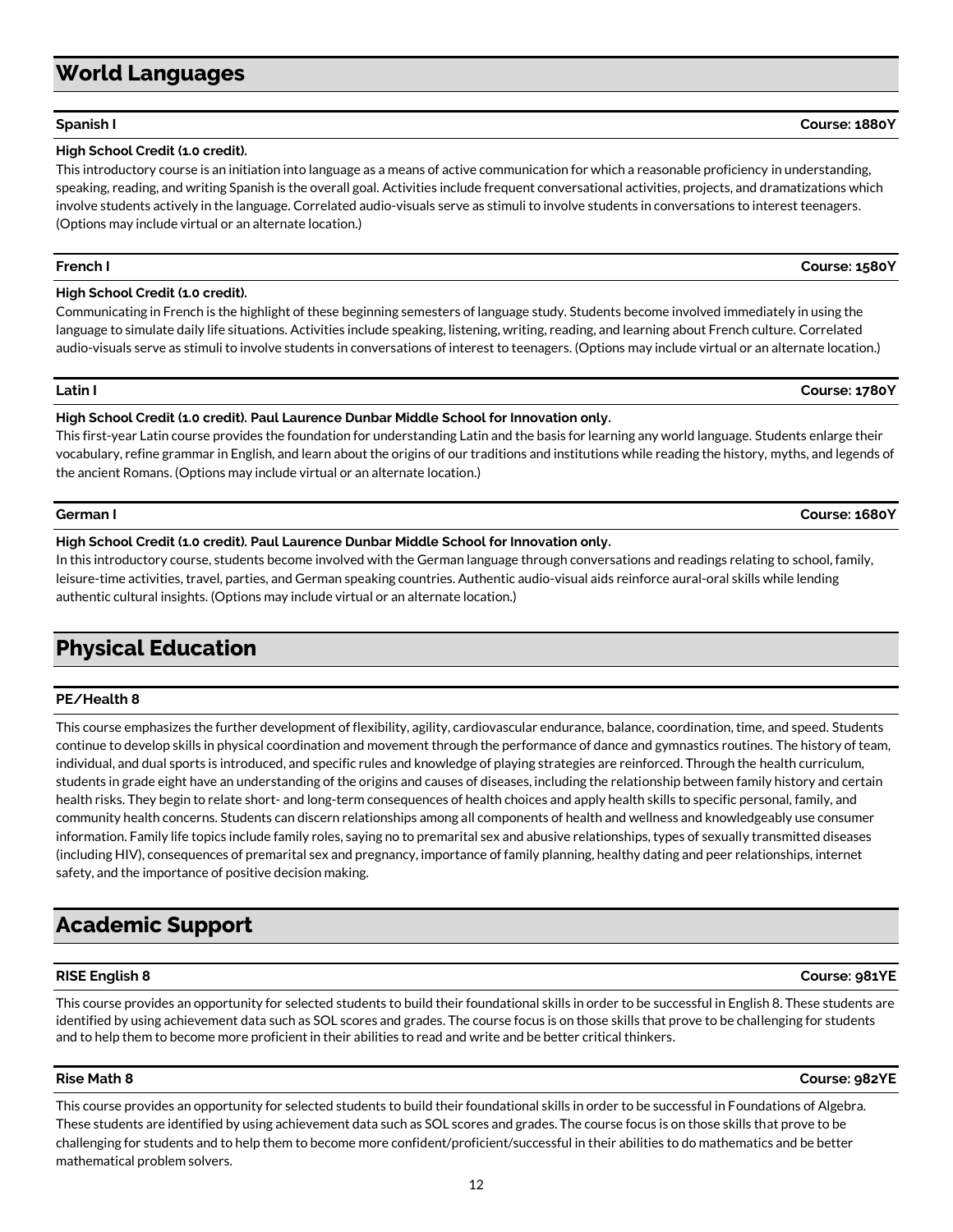## World Languages

### Spanish I — Course: 1880Y

**High School Credit (1.0 credit).**

This introductory course is an initiation into language as a means of active communication for which a reasonable proficiency in understanding, speaking, reading, and writing Spanish is the overall goal. Activities include frequent conversational activities, projects, and dramatizations which involve students actively in the language. Correlated audio-visuals serve as stimuli to involve students in conversations to interest teenagers. (Options may include virtual or an alternate location.)

### French I — Course: 1580Y

**High School Credit (1.0 credit).**

Communicating in French is the highlight of these beginning semesters of language study. Students become involved immediately in using the language to simulate daily life situations. Activities include speaking, listening, writing, reading, and learning about French culture. Correlated audio-visuals serve as stimuli to involve students in conversations of interest to teenagers. (Options may include virtual or an alternate location.)

### Latin I — Course: 1780Y

**High School Credit (1.0 credit). Paul Laurence Dunbar Middle School for Innovation only.**

This first-year Latin course provides the foundation for understanding Latin and the basis for learning any world language. Students enlarge their vocabulary, refine grammar in English, and learn about the origins of our traditions and institutions while reading the history, myths, and legends of the ancient Romans. (Options may include virtual or an alternate location.)

### German I — Course: 1680Y

**High School Credit (1.0 credit). Paul Laurence Dunbar Middle School for Innovation only.**

In this introductory course, students become involved with the German language through conversations and readings relating to school, family, leisure-time activities, travel, parties, and German speaking countries. Authentic audio-visual aids reinforce aural-oral skills while lending authentic cultural insights. (Options may include virtual or an alternate location.)

## Physical Education

### PE/Health 8

This course emphasizes the further development of flexibility, agility, cardiovascular endurance, balance, coordination, time, and speed. Students continue to develop skills in physical coordination and movement through the performance of dance and gymnastics routines. The history of team, individual, and dual sports is introduced, and specific rules and knowledge of playing strategies are reinforced. Through the health curriculum, students in grade eight have an understanding of the origins and causes of diseases, including the relationship between family history and certain health risks. They begin to relate short- and long-term consequences of health choices and apply health skills to specific personal, family, and community health concerns. Students can discern relationships among all components of health and wellness and knowledgeably use consumer information. Family life topics include family roles, saying no to premarital sex and abusive relationships, types of sexually transmitted diseases (including HIV), consequences of premarital sex and pregnancy, importance of family planning, healthy dating and peer relationships, internet safety, and the importance of positive decision making.

## Academic Support

### RISE English 8 — Course: 981YE

This course provides an opportunity for selected students to build their foundational skills in order to be successful in English 8. These students are identified by using achievement data such as SOL scores and grades. The course focus is on those skills that prove to be challenging for students and to help them to become more proficient in their abilities to read and write and be better critical thinkers.

### Rise Math 8 — Course: 982YE

This course provides an opportunity for selected students to build their foundational skills in order to be successful in Foundations of Algebra. These students are identified by using achievement data such as SOL scores and grades. The course focus is on those skills that prove to be challenging for students and to help them to become more confident/proficient/successful in their abilities to do mathematics and be better mathematical problem solvers.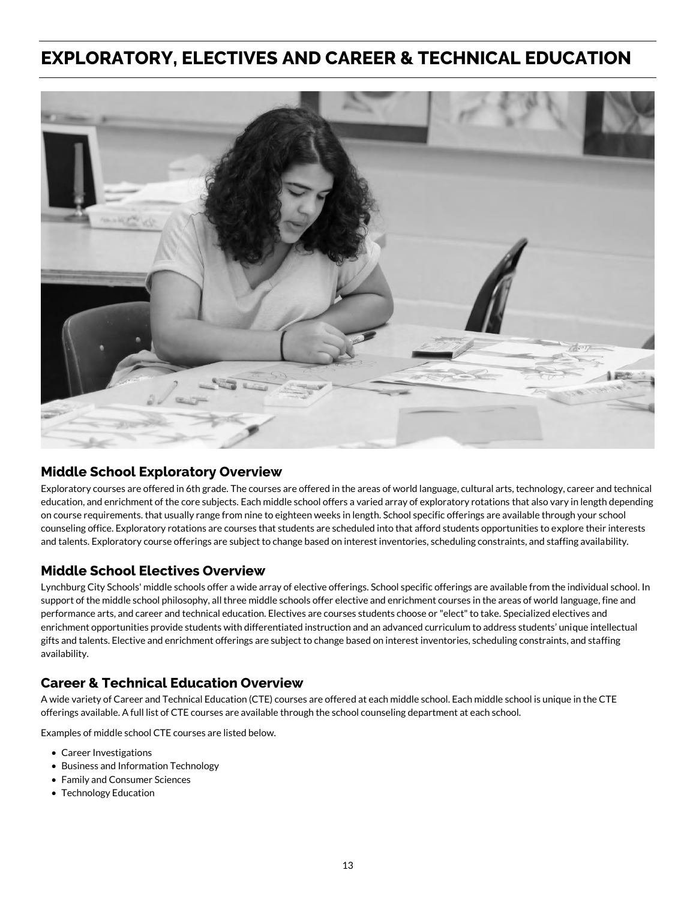# EXPLORATORY, ELECTIVES AND CAREER & TECHNICAL EDUCATION

## Middle School Exploratory Overview

Exploratory courses are offered in 6th grade. The courses are offered in the areas of world language, cultural arts, technology, career and technical education, and enrichment of the core subjects. Each middle school offers a varied array of exploratory rotations that also vary in length depending on course requirements. that usually range from nine to eighteen weeks in length. School specific offerings are available through your school counseling office. Exploratory rotations are courses that students are scheduled into that afford students opportunities to explore their interests and talents. Exploratory course offerings are subject to change based on interest inventories, scheduling constraints, and staffing availability.

## Middle School Electives Overview

Lynchburg City Schools' middle schools offer a wide array of elective offerings. School specific offerings are available from the individual school. In support of the middle school philosophy, all three middle schools offer elective and enrichment courses in the areas of world language, fine and performance arts, and career and technical education. Electives are courses students choose or "elect" to take. Specialized electives and enrichment opportunities provide students with differentiated instruction and an advanced curriculum to address students' unique intellectual gifts and talents. Elective and enrichment offerings are subject to change based on interest inventories, scheduling constraints, and staffing availability.

## Career & Technical Education Overview

A wide variety of Career and Technical Education (CTE) courses are offered at each middle school. Each middle school is unique in the CTE offerings available. A full list of CTE courses are available through the school counseling department at each school.

Examples of middle school CTE courses are listed below.

- Career Investigations
- Business and Information Technology
- Family and Consumer Sciences
- Technology Education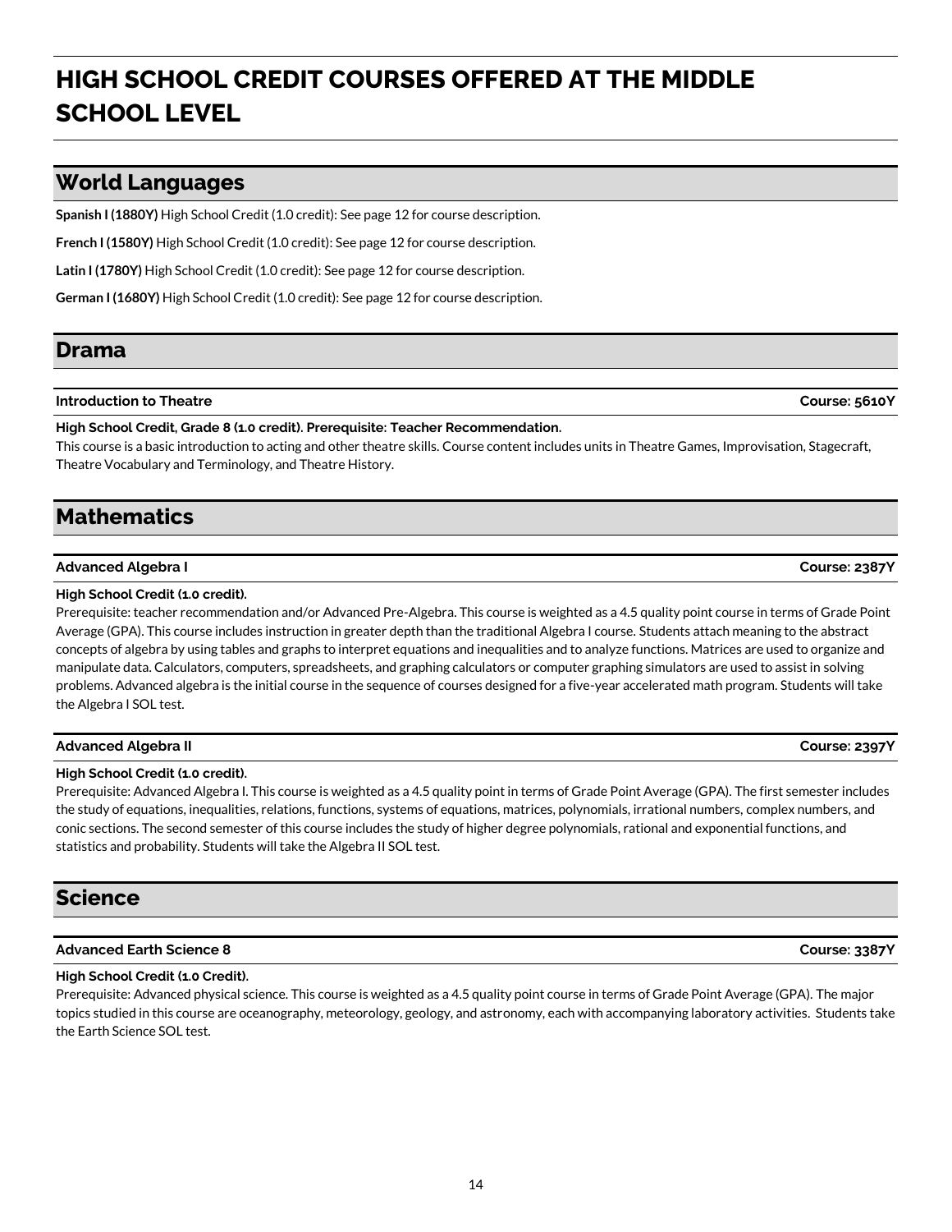# HIGH SCHOOL CREDIT COURSES OFFERED AT THE MIDDLE SCHOOL LEVEL

## World Languages

**Spanish I (1880Y)** High School Credit (1.0 credit): See page 12 for course description.

**French I (1580Y)** High School Credit (1.0 credit): See page 12 for course description.

**Latin I (1780Y)** High School Credit (1.0 credit): See page 12 for course description.

**German I (1680Y)** High School Credit (1.0 credit): See page 12 for course description.

## Drama

### Introduction to Theatre — Course: 5610Y

**High School Credit, Grade 8 (1.0 credit). Prerequisite: Teacher Recommendation.**
This course is a basic introduction to acting and other theatre skills. Course content includes units in Theatre Games, Improvisation, Stagecraft, Theatre Vocabulary and Terminology, and Theatre History.

## Mathematics

### Advanced Algebra I — Course: 2387Y

**High School Credit (1.0 credit).**
Prerequisite: teacher recommendation and/or Advanced Pre-Algebra. This course is weighted as a 4.5 quality point course in terms of Grade Point Average (GPA). This course includes instruction in greater depth than the traditional Algebra I course. Students attach meaning to the abstract concepts of algebra by using tables and graphs to interpret equations and inequalities and to analyze functions. Matrices are used to organize and manipulate data. Calculators, computers, spreadsheets, and graphing calculators or computer graphing simulators are used to assist in solving problems. Advanced algebra is the initial course in the sequence of courses designed for a five-year accelerated math program. Students will take the Algebra I SOL test.

### Advanced Algebra II — Course: 2397Y

**High School Credit (1.0 credit).**
Prerequisite: Advanced Algebra I. This course is weighted as a 4.5 quality point in terms of Grade Point Average (GPA). The first semester includes the study of equations, inequalities, relations, functions, systems of equations, matrices, polynomials, irrational numbers, complex numbers, and conic sections. The second semester of this course includes the study of higher degree polynomials, rational and exponential functions, and statistics and probability. Students will take the Algebra II SOL test.

## Science

### Advanced Earth Science 8 — Course: 3387Y

**High School Credit (1.0 Credit).**
Prerequisite: Advanced physical science. This course is weighted as a 4.5 quality point course in terms of Grade Point Average (GPA). The major topics studied in this course are oceanography, meteorology, geology, and astronomy, each with accompanying laboratory activities. Students take the Earth Science SOL test.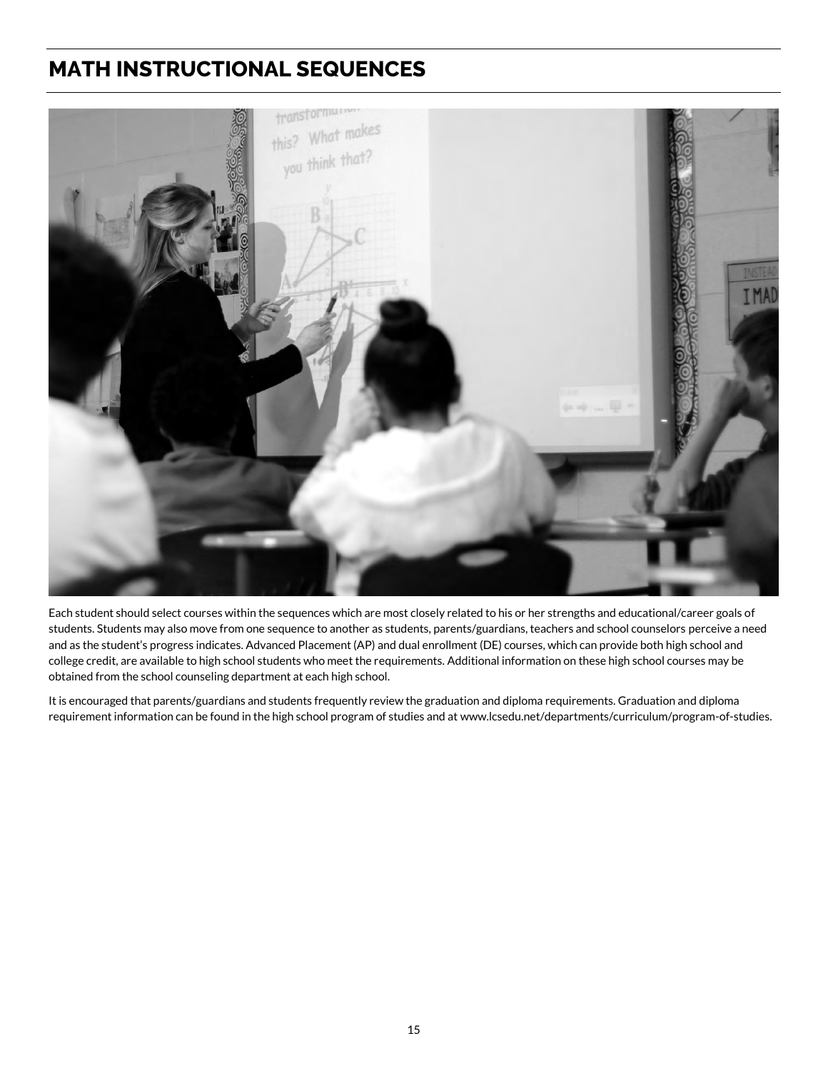# MATH INSTRUCTIONAL SEQUENCES

Each student should select courses within the sequences which are most closely related to his or her strengths and educational/career goals of students. Students may also move from one sequence to another as students, parents/guardians, teachers and school counselors perceive a need and as the student's progress indicates. Advanced Placement (AP) and dual enrollment (DE) courses, which can provide both high school and college credit, are available to high school students who meet the requirements. Additional information on these high school courses may be obtained from the school counseling department at each high school.

It is encouraged that parents/guardians and students frequently review the graduation and diploma requirements. Graduation and diploma requirement information can be found in the high school program of studies and at www.lcsedu.net/departments/curriculum/program-of-studies.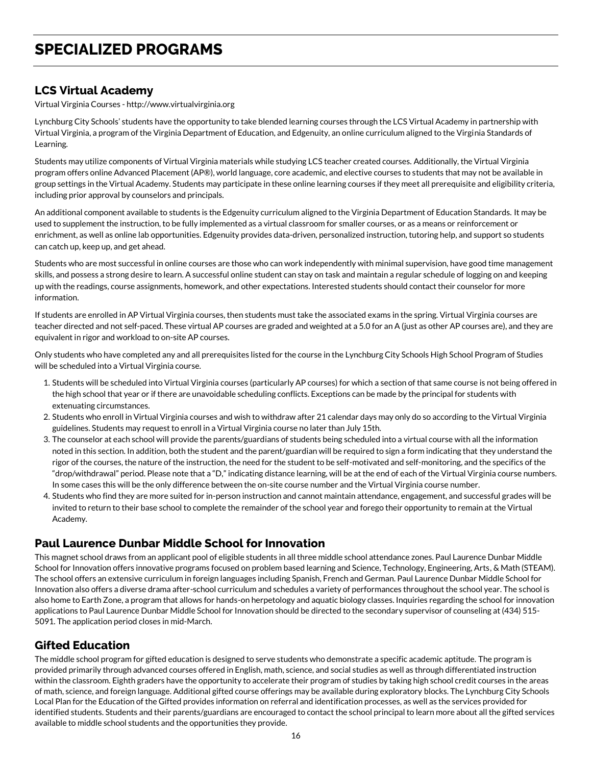# SPECIALIZED PROGRAMS

## LCS Virtual Academy

Virtual Virginia Courses - http://www.virtualvirginia.org

Lynchburg City Schools' students have the opportunity to take blended learning courses through the LCS Virtual Academy in partnership with Virtual Virginia, a program of the Virginia Department of Education, and Edgenuity, an online curriculum aligned to the Virginia Standards of Learning.

Students may utilize components of Virtual Virginia materials while studying LCS teacher created courses. Additionally, the Virtual Virginia program offers online Advanced Placement (AP®), world language, core academic, and elective courses to students that may not be available in group settings in the Virtual Academy. Students may participate in these online learning courses if they meet all prerequisite and eligibility criteria, including prior approval by counselors and principals.

An additional component available to students is the Edgenuity curriculum aligned to the Virginia Department of Education Standards. It may be used to supplement the instruction, to be fully implemented as a virtual classroom for smaller courses, or as a means or reinforcement or enrichment, as well as online lab opportunities. Edgenuity provides data-driven, personalized instruction, tutoring help, and support so students can catch up, keep up, and get ahead.

Students who are most successful in online courses are those who can work independently with minimal supervision, have good time management skills, and possess a strong desire to learn. A successful online student can stay on task and maintain a regular schedule of logging on and keeping up with the readings, course assignments, homework, and other expectations. Interested students should contact their counselor for more information.

If students are enrolled in AP Virtual Virginia courses, then students must take the associated exams in the spring. Virtual Virginia courses are teacher directed and not self-paced. These virtual AP courses are graded and weighted at a 5.0 for an A (just as other AP courses are), and they are equivalent in rigor and workload to on-site AP courses.

Only students who have completed any and all prerequisites listed for the course in the Lynchburg City Schools High School Program of Studies will be scheduled into a Virtual Virginia course.

1. Students will be scheduled into Virtual Virginia courses (particularly AP courses) for which a section of that same course is not being offered in the high school that year or if there are unavoidable scheduling conflicts. Exceptions can be made by the principal for students with extenuating circumstances.
2. Students who enroll in Virtual Virginia courses and wish to withdraw after 21 calendar days may only do so according to the Virtual Virginia guidelines. Students may request to enroll in a Virtual Virginia course no later than July 15th.
3. The counselor at each school will provide the parents/guardians of students being scheduled into a virtual course with all the information noted in this section. In addition, both the student and the parent/guardian will be required to sign a form indicating that they understand the rigor of the courses, the nature of the instruction, the need for the student to be self-motivated and self-monitoring, and the specifics of the "drop/withdrawal" period. Please note that a "D," indicating distance learning, will be at the end of each of the Virtual Virginia course numbers. In some cases this will be the only difference between the on-site course number and the Virtual Virginia course number.
4. Students who find they are more suited for in-person instruction and cannot maintain attendance, engagement, and successful grades will be invited to return to their base school to complete the remainder of the school year and forego their opportunity to remain at the Virtual Academy.

## Paul Laurence Dunbar Middle School for Innovation

This magnet school draws from an applicant pool of eligible students in all three middle school attendance zones. Paul Laurence Dunbar Middle School for Innovation offers innovative programs focused on problem based learning and Science, Technology, Engineering, Arts, & Math (STEAM). The school offers an extensive curriculum in foreign languages including Spanish, French and German. Paul Laurence Dunbar Middle School for Innovation also offers a diverse drama after-school curriculum and schedules a variety of performances throughout the school year. The school is also home to Earth Zone, a program that allows for hands-on herpetology and aquatic biology classes. Inquiries regarding the school for innovation applications to Paul Laurence Dunbar Middle School for Innovation should be directed to the secondary supervisor of counseling at (434) 515-5091. The application period closes in mid-March.

## Gifted Education

The middle school program for gifted education is designed to serve students who demonstrate a specific academic aptitude. The program is provided primarily through advanced courses offered in English, math, science, and social studies as well as through differentiated instruction within the classroom. Eighth graders have the opportunity to accelerate their program of studies by taking high school credit courses in the areas of math, science, and foreign language. Additional gifted course offerings may be available during exploratory blocks. The Lynchburg City Schools Local Plan for the Education of the Gifted provides information on referral and identification processes, as well as the services provided for identified students. Students and their parents/guardians are encouraged to contact the school principal to learn more about all the gifted services available to middle school students and the opportunities they provide.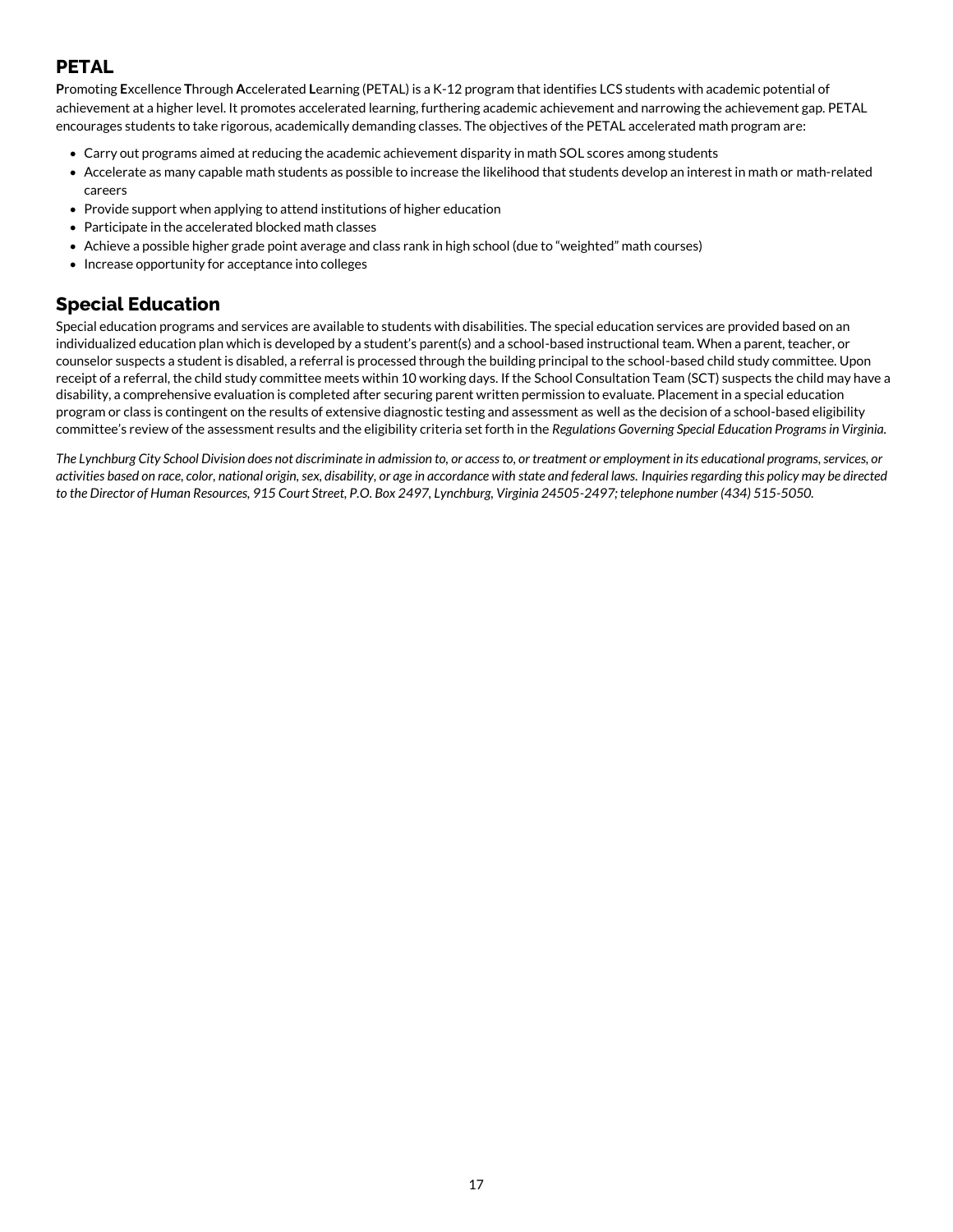## PETAL

**P**romoting **E**xcellence **T**hrough **A**ccelerated **L**earning (PETAL) is a K-12 program that identifies LCS students with academic potential of achievement at a higher level. It promotes accelerated learning, furthering academic achievement and narrowing the achievement gap. PETAL encourages students to take rigorous, academically demanding classes. The objectives of the PETAL accelerated math program are:

- Carry out programs aimed at reducing the academic achievement disparity in math SOL scores among students
- Accelerate as many capable math students as possible to increase the likelihood that students develop an interest in math or math-related careers
- Provide support when applying to attend institutions of higher education
- Participate in the accelerated blocked math classes
- Achieve a possible higher grade point average and class rank in high school (due to "weighted" math courses)
- Increase opportunity for acceptance into colleges

## Special Education

Special education programs and services are available to students with disabilities. The special education services are provided based on an individualized education plan which is developed by a student's parent(s) and a school-based instructional team. When a parent, teacher, or counselor suspects a student is disabled, a referral is processed through the building principal to the school-based child study committee. Upon receipt of a referral, the child study committee meets within 10 working days. If the School Consultation Team (SCT) suspects the child may have a disability, a comprehensive evaluation is completed after securing parent written permission to evaluate. Placement in a special education program or class is contingent on the results of extensive diagnostic testing and assessment as well as the decision of a school-based eligibility committee's review of the assessment results and the eligibility criteria set forth in the *Regulations Governing Special Education Programs in Virginia.*

*The Lynchburg City School Division does not discriminate in admission to, or access to, or treatment or employment in its educational programs, services, or activities based on race, color, national origin, sex, disability, or age in accordance with state and federal laws. Inquiries regarding this policy may be directed to the Director of Human Resources, 915 Court Street, P.O. Box 2497, Lynchburg, Virginia 24505-2497; telephone number (434) 515-5050.*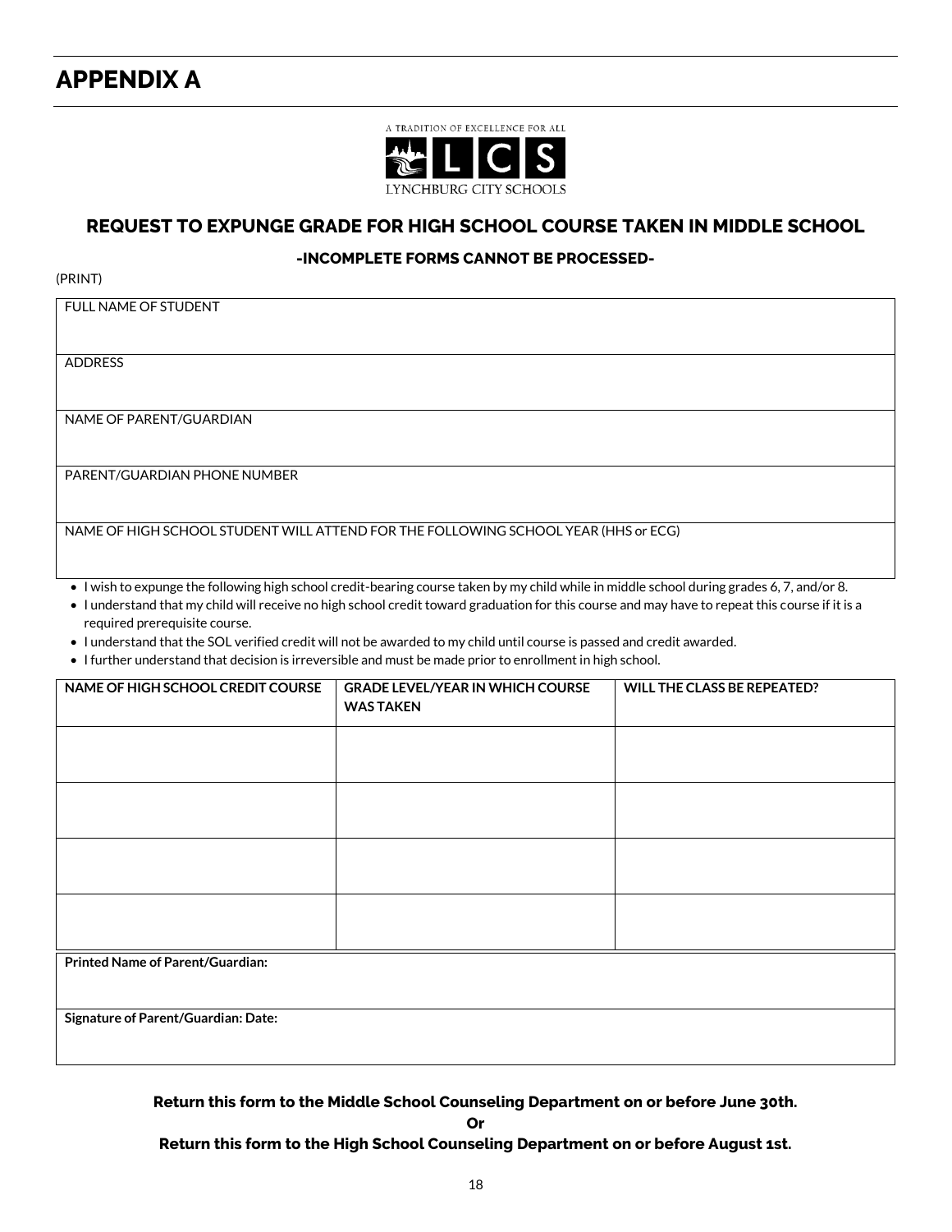# APPENDIX A

A TRADITION OF EXCELLENCE FOR ALL

LCS

LYNCHBURG CITY SCHOOLS

## REQUEST TO EXPUNGE GRADE FOR HIGH SCHOOL COURSE TAKEN IN MIDDLE SCHOOL

**-INCOMPLETE FORMS CANNOT BE PROCESSED-**

(PRINT)

| FULL NAME OF STUDENT |
|---|
| ADDRESS |
| NAME OF PARENT/GUARDIAN |
| PARENT/GUARDIAN PHONE NUMBER |
| NAME OF HIGH SCHOOL STUDENT WILL ATTEND FOR THE FOLLOWING SCHOOL YEAR (HHS or ECG) |

- I wish to expunge the following high school credit-bearing course taken by my child while in middle school during grades 6, 7, and/or 8.
- I understand that my child will receive no high school credit toward graduation for this course and may have to repeat this course if it is a required prerequisite course.
- I understand that the SOL verified credit will not be awarded to my child until course is passed and credit awarded.
- I further understand that decision is irreversible and must be made prior to enrollment in high school.

| NAME OF HIGH SCHOOL CREDIT COURSE | GRADE LEVEL/YEAR IN WHICH COURSE WAS TAKEN | WILL THE CLASS BE REPEATED? |
|---|---|---|
| | | |
| | | |
| | | |
| | | |

| **Printed Name of Parent/Guardian:** |
|---|
| **Signature of Parent/Guardian: Date:** |

**Return this form to the Middle School Counseling Department on or before June 30th.**

**Or**

**Return this form to the High School Counseling Department on or before August 1st.**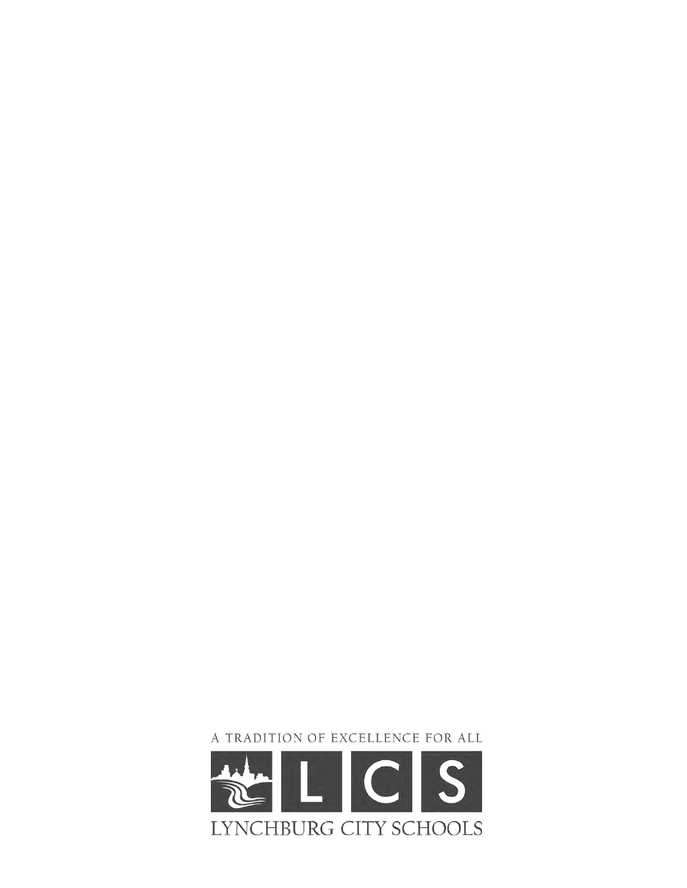A TRADITION OF EXCELLENCE FOR ALL

L C S

LYNCHBURG CITY SCHOOLS